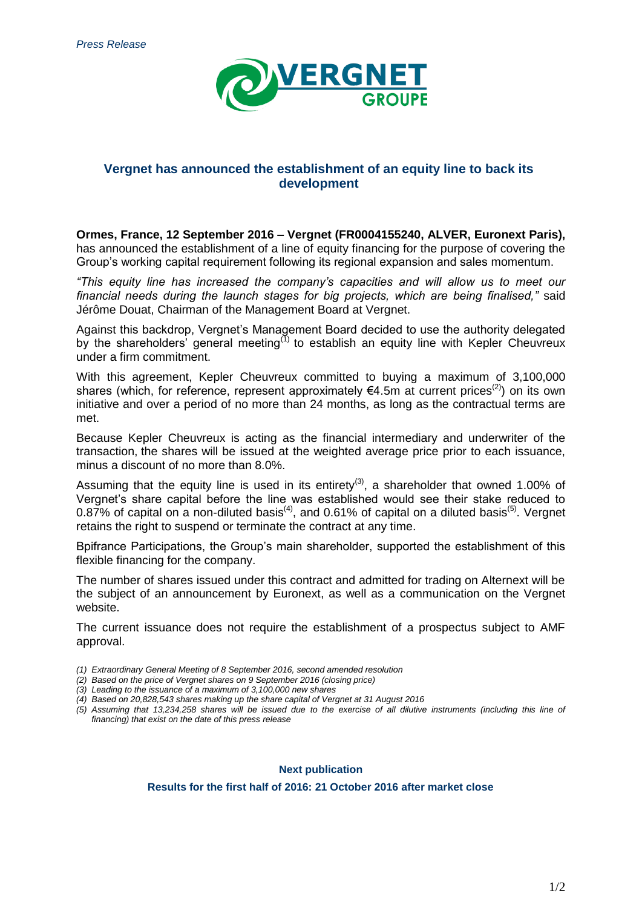*Press Release*

VERGNET GROUPE

# Vergnet has announced the establishment of an equity line to back its development

**Ormes, France, 12 September 2016 – Vergnet (FR0004155240, ALVER, Euronext Paris),** has announced the establishment of a line of equity financing for the purpose of covering the Group's working capital requirement following its regional expansion and sales momentum.

*"This equity line has increased the company's capacities and will allow us to meet our financial needs during the launch stages for big projects, which are being finalised,"* said Jérôme Douat, Chairman of the Management Board at Vergnet.

Against this backdrop, Vergnet's Management Board decided to use the authority delegated by the shareholders' general meeting(1) to establish an equity line with Kepler Cheuvreux under a firm commitment.

With this agreement, Kepler Cheuvreux committed to buying a maximum of 3,100,000 shares (which, for reference, represent approximately €4.5m at current prices(2)) on its own initiative and over a period of no more than 24 months, as long as the contractual terms are met.

Because Kepler Cheuvreux is acting as the financial intermediary and underwriter of the transaction, the shares will be issued at the weighted average price prior to each issuance, minus a discount of no more than 8.0%.

Assuming that the equity line is used in its entirety(3), a shareholder that owned 1.00% of Vergnet's share capital before the line was established would see their stake reduced to 0.87% of capital on a non-diluted basis(4), and 0.61% of capital on a diluted basis(5). Vergnet retains the right to suspend or terminate the contract at any time.

Bpifrance Participations, the Group's main shareholder, supported the establishment of this flexible financing for the company.

The number of shares issued under this contract and admitted for trading on Alternext will be the subject of an announcement by Euronext, as well as a communication on the Vergnet website.

The current issuance does not require the establishment of a prospectus subject to AMF approval.

*(1) Extraordinary General Meeting of 8 September 2016, second amended resolution*
*(2) Based on the price of Vergnet shares on 9 September 2016 (closing price)*
*(3) Leading to the issuance of a maximum of 3,100,000 new shares*
*(4) Based on 20,828,543 shares making up the share capital of Vergnet at 31 August 2016*
*(5) Assuming that 13,234,258 shares will be issued due to the exercise of all dilutive instruments (including this line of financing) that exist on the date of this press release*

**Next publication**

**Results for the first half of 2016: 21 October 2016 after market close**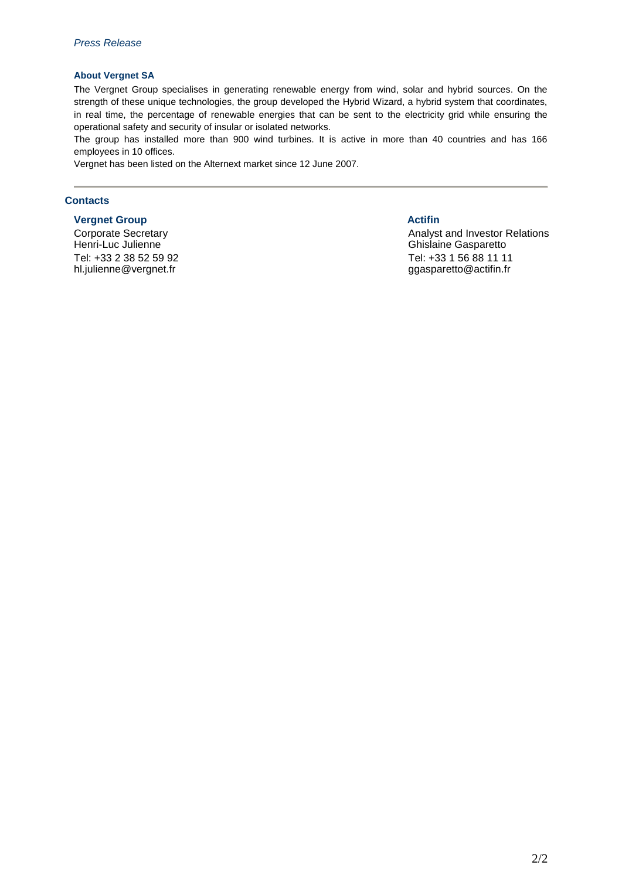### About Vergnet SA

The Vergnet Group specialises in generating renewable energy from wind, solar and hybrid sources. On the strength of these unique technologies, the group developed the Hybrid Wizard, a hybrid system that coordinates, in real time, the percentage of renewable energies that can be sent to the electricity grid while ensuring the operational safety and security of insular or isolated networks.

The group has installed more than 900 wind turbines. It is active in more than 40 countries and has 166 employees in 10 offices.

Vergnet has been listed on the Alternext market since 12 June 2007.

---

## Contacts

**Vergnet Group**

Corporate Secretary
Henri-Luc Julienne
Tel: +33 2 38 52 59 92
hl.julienne@vergnet.fr

**Actifin**

Analyst and Investor Relations
Ghislaine Gasparetto
Tel: +33 1 56 88 11 11
ggasparetto@actifin.fr